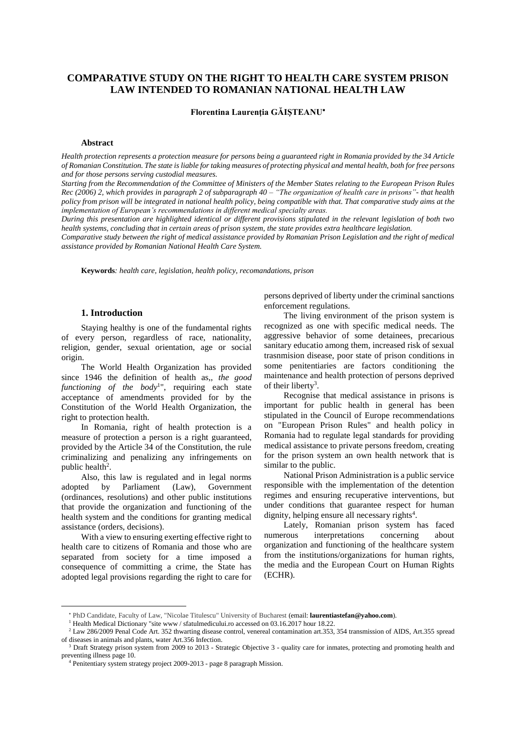# COMPARATIVE STUDY ON THE RIGHT TO HEALTH CARE SYSTEM PRISON LAW INTENDED TO ROMANIAN NATIONAL HEALTH LAW

**Florentina Laurenţia GĂIŞTEANU***

### Abstract

*Health protection represents a protection measure for persons being a guaranteed right in Romania provided by the 34 Article of Romanian Constitution. The state is liable for taking measures of protecting physical and mental health, both for free persons and for those persons serving custodial measures.*

*Starting from the Recommendation of the Committee of Ministers of the Member States relating to the European Prison Rules Rec (2006) 2, which provides in paragraph 2 of subparagraph 40 – "The organization of health care in prisons"- that health policy from prison will be integrated in national health policy, being compatible with that. That comparative study aims at the implementation of European's recommendations in different medical specialty areas.*

*During this presentation are highlighted identical or different provisions stipulated in the relevant legislation of both two health systems, concluding that in certain areas of prison system, the state provides extra healthcare legislation.*

*Comparative study between the right of medical assistance provided by Romanian Prison Legislation and the right of medical assistance provided by Romanian National Health Care System.*

**Keywords***: health care, legislation, health policy, recomandations, prison*

## 1. Introduction

Staying healthy is one of the fundamental rights of every person, regardless of race, nationality, religion, gender, sexual orientation, age or social origin.

The World Health Organization has provided since 1946 the definition of health as,, *the good functioning of the body*[1]", requiring each state acceptance of amendments provided for by the Constitution of the World Health Organization, the right to protection health.

In Romania, right of health protection is a measure of protection a person is a right guaranteed, provided by the Article 34 of the Constitution, the rule criminalizing and penalizing any infringements on public health[2].

Also, this law is regulated and in legal norms adopted by Parliament (Law), Government (ordinances, resolutions) and other public institutions that provide the organization and functioning of the health system and the conditions for granting medical assistance (orders, decisions).

With a view to ensuring exerting effective right to health care to citizens of Romania and those who are separated from society for a time imposed a consequence of committing a crime, the State has adopted legal provisions regarding the right to care for persons deprived of liberty under the criminal sanctions enforcement regulations.

The living environment of the prison system is recognized as one with specific medical needs. The aggressive behavior of some detainees, precarious sanitary educatio among them, increased risk of sexual trasnmision disease, poor state of prison conditions in some penitentiaries are factors conditioning the maintenance and health protection of persons deprived of their liberty[3].

Recognise that medical assistance in prisons is important for public health in general has been stipulated in the Council of Europe recommendations on "European Prison Rules" and health policy in Romania had to regulate legal standards for providing medical assistance to private persons freedom, creating for the prison system an own health network that is similar to the public.

National Prison Administration is a public service responsible with the implementation of the detention regimes and ensuring recuperative interventions, but under conditions that guarantee respect for human dignity, helping ensure all necessary rights[4].

Lately, Romanian prison system has faced numerous interpretations concerning about organization and functioning of the healthcare system from the institutions/organizations for human rights, the media and the European Court on Human Rights (ECHR).

---

* PhD Candidate, Faculty of Law, "Nicolae Titulescu" University of Bucharest (email: **laurentiastefan@yahoo.com**).

[1] Health Medical Dictionary "site www / sfatulmedicului.ro accessed on 03.16.2017 hour 18.22.

[2] Law 286/2009 Penal Code Art. 352 thwarting disease control, venereal contamination art.353, 354 transmission of AIDS, Art.355 spread of diseases in animals and plants, water Art.356 Infection.

[3] Draft Strategy prison system from 2009 to 2013 - Strategic Objective 3 - quality care for inmates, protecting and promoting health and preventing illness page 10.

[4] Penitentiary system strategy project 2009-2013 - page 8 paragraph Mission.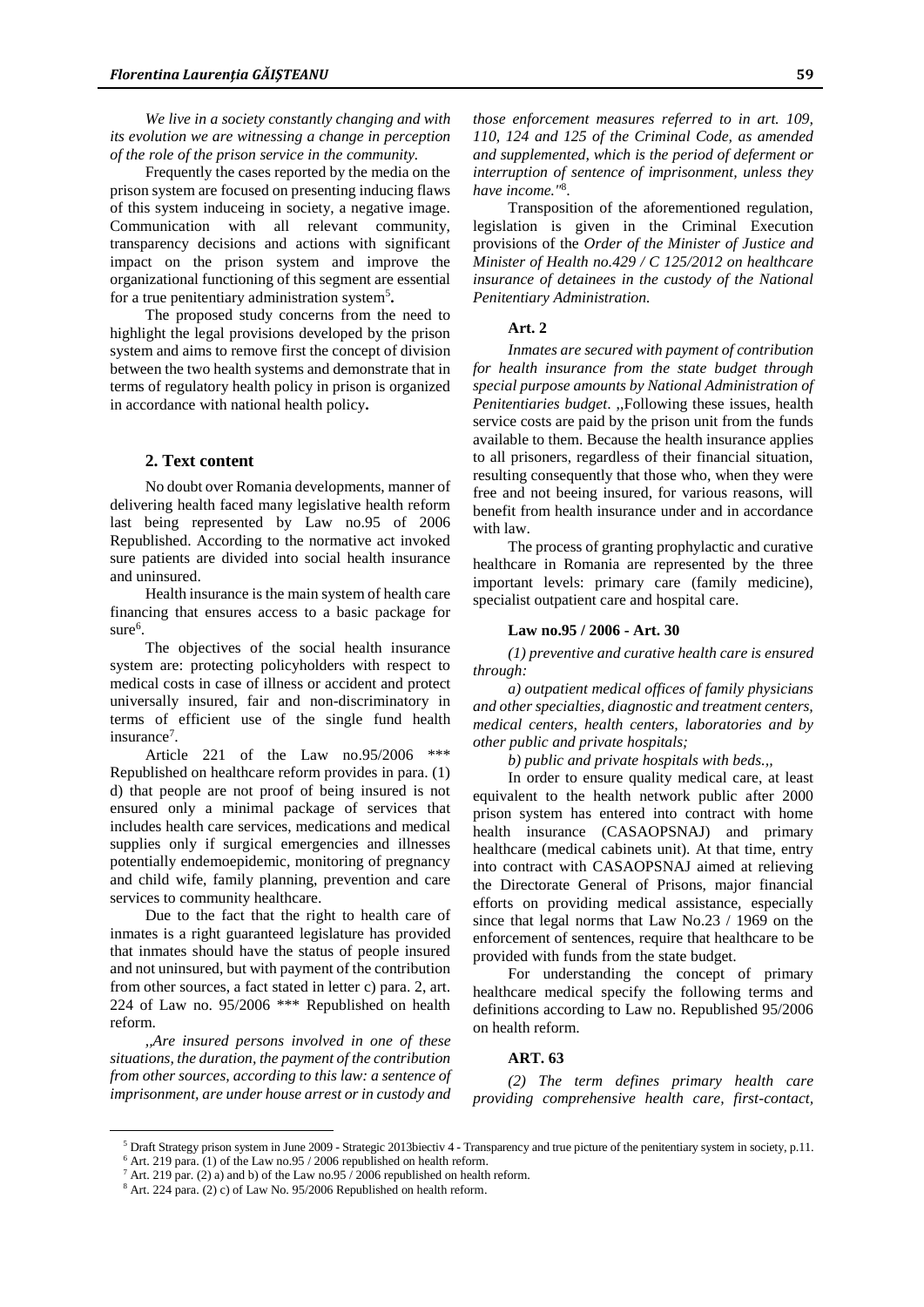*We live in a society constantly changing and with its evolution we are witnessing a change in perception of the role of the prison service in the community.*

Frequently the cases reported by the media on the prison system are focused on presenting inducing flaws of this system induceing in society, a negative image. Communication with all relevant community, transparency decisions and actions with significant impact on the prison system and improve the organizational functioning of this segment are essential for a true penitentiary administration system[5]**.**

The proposed study concerns from the need to highlight the legal provisions developed by the prison system and aims to remove first the concept of division between the two health systems and demonstrate that in terms of regulatory health policy in prison is organized in accordance with national health policy**.**

## 2. Text content

No doubt over Romania developments, manner of delivering health faced many legislative health reform last being represented by Law no.95 of 2006 Republished. According to the normative act invoked sure patients are divided into social health insurance and uninsured.

Health insurance is the main system of health care financing that ensures access to a basic package for sure[6].

The objectives of the social health insurance system are: protecting policyholders with respect to medical costs in case of illness or accident and protect universally insured, fair and non-discriminatory in terms of efficient use of the single fund health insurance[7].

Article 221 of the Law no.95/2006 \*\*\* Republished on healthcare reform provides in para. (1) d) that people are not proof of being insured is not ensured only a minimal package of services that includes health care services, medications and medical supplies only if surgical emergencies and illnesses potentially endemoepidemic, monitoring of pregnancy and child wife, family planning, prevention and care services to community healthcare.

Due to the fact that the right to health care of inmates is a right guaranteed legislature has provided that inmates should have the status of people insured and not uninsured, but with payment of the contribution from other sources, a fact stated in letter c) para. 2, art. 224 of Law no. 95/2006 \*\*\* Republished on health reform.

*,,Are insured persons involved in one of these situations, the duration, the payment of the contribution from other sources, according to this law: a sentence of imprisonment, are under house arrest or in custody and those enforcement measures referred to in art. 109, 110, 124 and 125 of the Criminal Code, as amended and supplemented, which is the period of deferment or interruption of sentence of imprisonment, unless they have income."*[8].

Transposition of the aforementioned regulation, legislation is given in the Criminal Execution provisions of the *Order of the Minister of Justice and Minister of Health no.429 / C 125/2012 on healthcare insurance of detainees in the custody of the National Penitentiary Administration.*

**Art. 2**

*Inmates are secured with payment of contribution for health insurance from the state budget through special purpose amounts by National Administration of Penitentiaries budget*. ,,Following these issues, health service costs are paid by the prison unit from the funds available to them. Because the health insurance applies to all prisoners, regardless of their financial situation, resulting consequently that those who, when they were free and not being insured, for various reasons, will benefit from health insurance under and in accordance with law.

The process of granting prophylactic and curative healthcare in Romania are represented by the three important levels: primary care (family medicine), specialist outpatient care and hospital care.

**Law no.95 / 2006 - Art. 30**

*(1) preventive and curative health care is ensured through:*

*a) outpatient medical offices of family physicians and other specialties, diagnostic and treatment centers, medical centers, health centers, laboratories and by other public and private hospitals;*

*b) public and private hospitals with beds.,,*

In order to ensure quality medical care, at least equivalent to the health network public after 2000 prison system has entered into contract with home health insurance (CASAOPSNAJ) and primary healthcare (medical cabinets unit). At that time, entry into contract with CASAOPSNAJ aimed at relieving the Directorate General of Prisons, major financial efforts on providing medical assistance, especially since that legal norms that Law No.23 / 1969 on the enforcement of sentences, require that healthcare to be provided with funds from the state budget.

For understanding the concept of primary healthcare medical specify the following terms and definitions according to Law no. Republished 95/2006 on health reform.

**ART. 63**

*(2) The term defines primary health care providing comprehensive health care, first-contact,*

---

[5] Draft Strategy prison system in June 2009 - Strategic 2013biectiv 4 - Transparency and true picture of the penitentiary system in society, p.11.

[6] Art. 219 para. (1) of the Law no.95 / 2006 republished on health reform.

[7] Art. 219 par. (2) a) and b) of the Law no.95 / 2006 republished on health reform.

[8] Art. 224 para. (2) c) of Law No. 95/2006 Republished on health reform.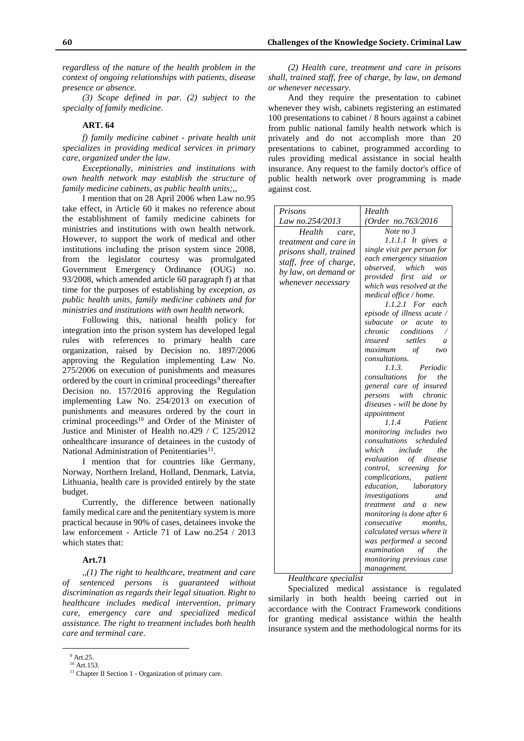*regardless of the nature of the health problem in the context of ongoing relationships with patients, disease presence or absence.*

*(3) Scope defined in par. (2) subject to the specialty of family medicine.*

**ART. 64**

*f) family medicine cabinet - private health unit specializes in providing medical services in primary care, organized under the law.*

*Exceptionally, ministries and institutions with own health network may establish the structure of family medicine cabinets, as public health units;,,*

I mention that on 28 April 2006 when Law no.95 take effect, in Article 60 it makes no reference about the establishment of family medicine cabinets for ministries and institutions with own health network. However, to support the work of medical and other institutions including the prison system since 2008, from the legislator courtesy was promulgated Government Emergency Ordinance (OUG) no. 93/2008, which amended article 60 paragraph f) at that time for the purposes of establishing by *exception, as public health units, family medicine cabinets and for ministries and institutions with own health network.*

Following this, national health policy for integration into the prison system has developed legal rules with references to primary health care organization, raised by Decision no. 1897/2006 approving the Regulation implementing Law No. 275/2006 on execution of punishments and measures ordered by the court in criminal proceedings[9] thereafter Decision no. 157/2016 approving the Regulation implementing Law No. 254/2013 on execution of punishments and measures ordered by the court in criminal proceedings[10] and Order of the Minister of Justice and Minister of Health no.429 / C 125/2012 onhealthcare insurance of detainees in the custody of National Administration of Penitentiaries[11].

I mention that for countries like Germany, Norway, Northern Ireland, Holland, Denmark, Latvia, Lithuania, health care is provided entirely by the state budget.

Currently, the difference between nationally family medical care and the penitentiary system is more practical because in 90% of cases, detainees invoke the law enforcement - Article 71 of Law no.254 / 2013 which states that:

**Art.71**

*,,(1) The right to healthcare, treatment and care of sentenced persons is guaranteed without discrimination as regards their legal situation. Right to healthcare includes medical intervention, primary care, emergency care and specialized medical assistance. The right to treatment includes both health care and terminal care.*

*(2) Health care, treatment and care in prisons shall, trained staff, free of charge, by law, on demand or whenever necessary.*

And they require the presentation to cabinet whenever they wish, cabinets registering an estimated 100 presentations to cabinet / 8 hours against a cabinet from public national family health network which is privately and do not accomplish more than 20 presentations to cabinet, programmed according to rules providing medical assistance in social health insurance. Any request to the family doctor's office of public health network over programming is made against cost.

| *Prisons Law no.254/2013* | *Health (Order no.763/2016* |
|---|---|
| *Health care, treatment and care in prisons shall, trained staff, free of charge, by law, on demand or whenever necessary* | *Note no 3*<br>*1.1.1.1 It gives a single visit per person for each emergency situation observed, which was provided first aid or which was resolved at the medical office / home.*<br>*1.1.2.1 For each episode of illness acute / subacute or acute to chronic conditions / insured settles a maximum of two consultations.*<br>*1.1.3. Periodic consultations for the general care of insured persons with chronic diseases - will be done by appointment*<br>*1.1.4 Patient monitoring includes two consultations scheduled which include the evaluation of disease control, screening for complications, patient education, laboratory investigations and treatment and a new monitoring is done after 6 consecutive months, calculated versus where it was performed a second examination of the monitoring previous case management.* |

*Healthcare specialist*

Specialized medical assistance is regulated similarly in both health beeing carried out in accordance with the Contract Framework conditions for granting medical assistance within the health insurance system and the methodological norms for its

[9] Art.25.

[10] Art.153.

[11] Chapter II Section 1 - Organization of primary care.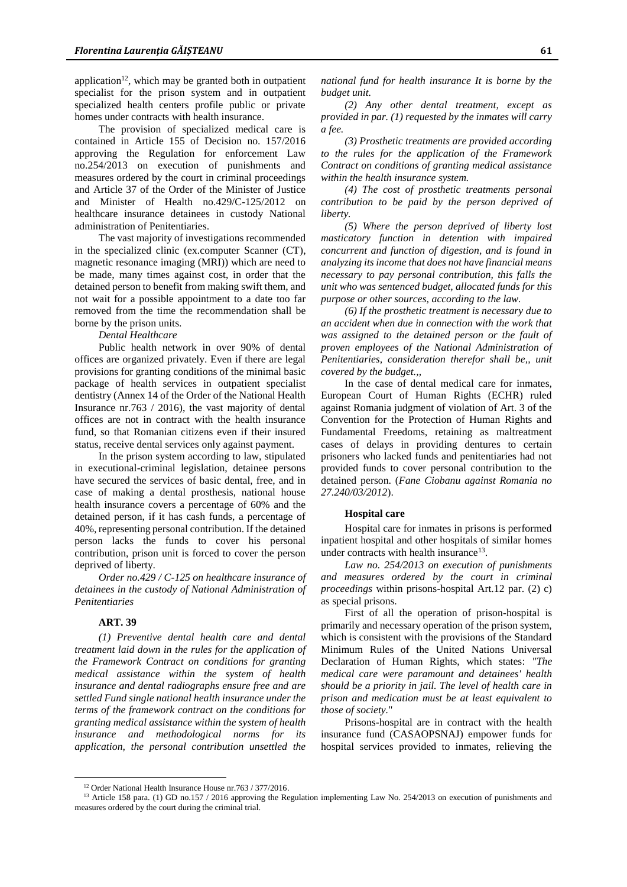application[12], which may be granted both in outpatient specialist for the prison system and in outpatient specialized health centers profile public or private homes under contracts with health insurance.

The provision of specialized medical care is contained in Article 155 of Decision no. 157/2016 approving the Regulation for enforcement Law no.254/2013 on execution of punishments and measures ordered by the court in criminal proceedings and Article 37 of the Order of the Minister of Justice and Minister of Health no.429/C-125/2012 on healthcare insurance detainees in custody National administration of Penitentiaries.

The vast majority of investigations recommended in the specialized clinic (ex.computer Scanner (CT), magnetic resonance imaging (MRI)) which are need to be made, many times against cost, in order that the detained person to benefit from making swift them, and not wait for a possible appointment to a date too far removed from the time the recommendation shall be borne by the prison units.

*Dental Healthcare*

Public health network in over 90% of dental offices are organized privately. Even if there are legal provisions for granting conditions of the minimal basic package of health services in outpatient specialist dentistry (Annex 14 of the Order of the National Health Insurance nr.763 / 2016), the vast majority of dental offices are not in contract with the health insurance fund, so that Romanian citizens even if their insured status, receive dental services only against payment.

In the prison system according to law, stipulated in executional-criminal legislation, detainee persons have secured the services of basic dental, free, and in case of making a dental prosthesis, national house health insurance covers a percentage of 60% and the detained person, if it has cash funds, a percentage of 40%, representing personal contribution. If the detained person lacks the funds to cover his personal contribution, prison unit is forced to cover the person deprived of liberty.

*Order no.429 / C-125 on healthcare insurance of detainees in the custody of National Administration of Penitentiaries*

**ART. 39**

*(1) Preventive dental health care and dental treatment laid down in the rules for the application of the Framework Contract on conditions for granting medical assistance within the system of health insurance and dental radiographs ensure free and are settled Fund single national health insurance under the terms of the framework contract on the conditions for granting medical assistance within the system of health insurance and methodological norms for its application, the personal contribution unsettled the national fund for health insurance It is borne by the budget unit.*

*(2) Any other dental treatment, except as provided in par. (1) requested by the inmates will carry a fee.*

*(3) Prosthetic treatments are provided according to the rules for the application of the Framework Contract on conditions of granting medical assistance within the health insurance system.*

*(4) The cost of prosthetic treatments personal contribution to be paid by the person deprived of liberty.*

*(5) Where the person deprived of liberty lost masticatory function in detention with impaired concurrent and function of digestion, and is found in analyzing its income that does not have financial means necessary to pay personal contribution, this falls the unit who was sentenced budget, allocated funds for this purpose or other sources, according to the law.*

*(6) If the prosthetic treatment is necessary due to an accident when due in connection with the work that was assigned to the detained person or the fault of proven employees of the National Administration of Penitentiaries, consideration therefor shall be,, unit covered by the budget.,,*

In the case of dental medical care for inmates, European Court of Human Rights (ECHR) ruled against Romania judgment of violation of Art. 3 of the Convention for the Protection of Human Rights and Fundamental Freedoms, retaining as maltreatment cases of delays in providing dentures to certain prisoners who lacked funds and penitentiaries had not provided funds to cover personal contribution to the detained person. (*Fane Ciobanu against Romania no 27.240/03/2012*).

**Hospital care**

Hospital care for inmates in prisons is performed inpatient hospital and other hospitals of similar homes under contracts with health insurance[13].

*Law no. 254/2013 on execution of punishments and measures ordered by the court in criminal proceedings* within prisons-hospital Art.12 par. (2) c) as special prisons.

First of all the operation of prison-hospital is primarily and necessary operation of the prison system, which is consistent with the provisions of the Standard Minimum Rules of the United Nations Universal Declaration of Human Rights, which states: *"The medical care were paramount and detainees' health should be a priority in jail. The level of health care in prison and medication must be at least equivalent to those of society.*"

Prisons-hospital are in contract with the health insurance fund (CASAOPSNAJ) empower funds for hospital services provided to inmates, relieving the

---

[12] Order National Health Insurance House nr.763 / 377/2016.

[13] Article 158 para. (1) GD no.157 / 2016 approving the Regulation implementing Law No. 254/2013 on execution of punishments and measures ordered by the court during the criminal trial.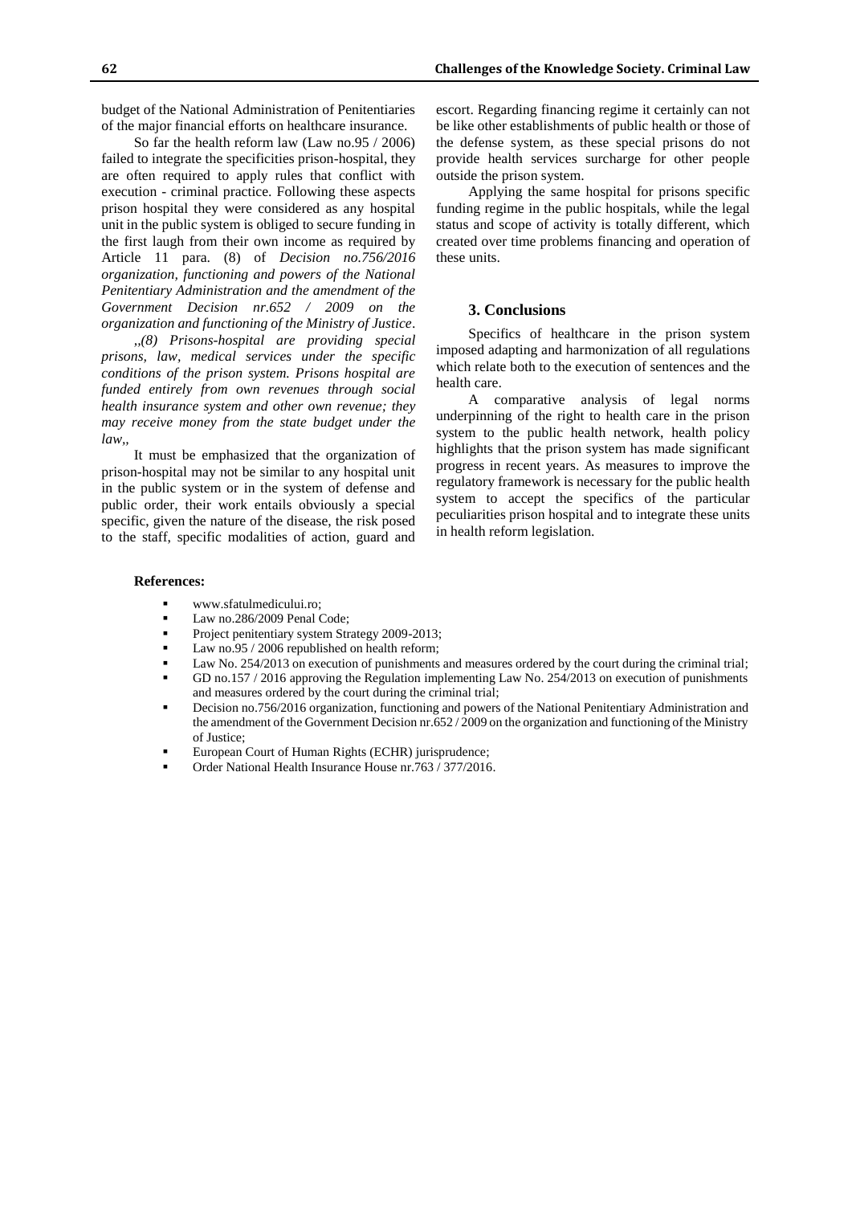budget of the National Administration of Penitentiaries of the major financial efforts on healthcare insurance.

So far the health reform law (Law no.95 / 2006) failed to integrate the specificities prison-hospital, they are often required to apply rules that conflict with execution - criminal practice. Following these aspects prison hospital they were considered as any hospital unit in the public system is obliged to secure funding in the first laugh from their own income as required by Article 11 para. (8) of *Decision no.756/2016 organization, functioning and powers of the National Penitentiary Administration and the amendment of the Government Decision nr.652 / 2009 on the organization and functioning of the Ministry of Justice*.

*,,(8) Prisons-hospital are providing special prisons, law, medical services under the specific conditions of the prison system. Prisons hospital are funded entirely from own revenues through social health insurance system and other own revenue; they may receive money from the state budget under the law,,*

It must be emphasized that the organization of prison-hospital may not be similar to any hospital unit in the public system or in the system of defense and public order, their work entails obviously a special specific, given the nature of the disease, the risk posed to the staff, specific modalities of action, guard and escort. Regarding financing regime it certainly can not be like other establishments of public health or those of the defense system, as these special prisons do not provide health services surcharge for other people outside the prison system.

Applying the same hospital for prisons specific funding regime in the public hospitals, while the legal status and scope of activity is totally different, which created over time problems financing and operation of these units.

## 3. Conclusions

Specifics of healthcare in the prison system imposed adapting and harmonization of all regulations which relate both to the execution of sentences and the health care.

A comparative analysis of legal norms underpinning of the right to health care in the prison system to the public health network, health policy highlights that the prison system has made significant progress in recent years. As measures to improve the regulatory framework is necessary for the public health system to accept the specifics of the particular peculiarities prison hospital and to integrate these units in health reform legislation.

**References:**

- www.sfatulmedicului.ro;
- Law no.286/2009 Penal Code;
- Project penitentiary system Strategy 2009-2013;
- Law no.95 / 2006 republished on health reform;
- Law No. 254/2013 on execution of punishments and measures ordered by the court during the criminal trial;
- GD no.157 / 2016 approving the Regulation implementing Law No. 254/2013 on execution of punishments and measures ordered by the court during the criminal trial;
- Decision no.756/2016 organization, functioning and powers of the National Penitentiary Administration and the amendment of the Government Decision nr.652 / 2009 on the organization and functioning of the Ministry of Justice;
- European Court of Human Rights (ECHR) jurisprudence;
- Order National Health Insurance House nr.763 / 377/2016.